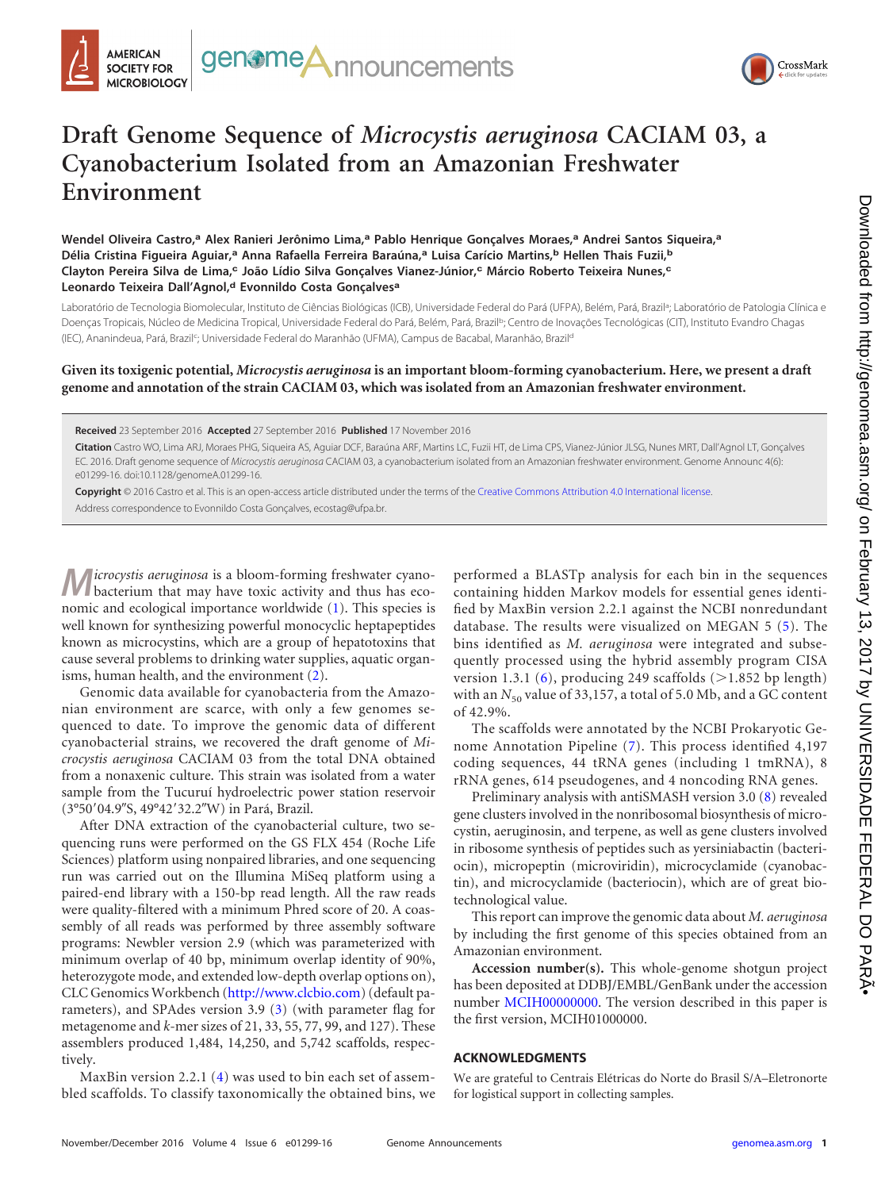# Draft Genome Sequence of *Microcystis aeruginosa* CACIAM 03, a Cyanobacterium Isolated from an Amazonian Freshwater Environment

**Wendel Oliveira Castro,[a] Alex Ranieri Jerônimo Lima,[a] Pablo Henrique Gonçalves Moraes,[a] Andrei Santos Siqueira,[a] Délia Cristina Figueira Aguiar,[a] Anna Rafaella Ferreira Baraúna,[a] Luisa Carício Martins,[b] Hellen Thais Fuzii,[b] Clayton Pereira Silva de Lima,[c] João Lídio Silva Gonçalves Vianez-Júnior,[c] Márcio Roberto Teixeira Nunes,[c] Leonardo Teixeira Dall'Agnol,[d] Evonnildo Costa Gonçalves[a]**

Laboratório de Tecnologia Biomolecular, Instituto de Ciências Biológicas (ICB), Universidade Federal do Pará (UFPA), Belém, Pará, Brazil[a]; Laboratório de Patologia Clínica e Doenças Tropicais, Núcleo de Medicina Tropical, Universidade Federal do Pará, Belém, Pará, Brazil[b]; Centro de Inovações Tecnológicas (CIT), Instituto Evandro Chagas (IEC), Ananindeua, Pará, Brazil[c]; Universidade Federal do Maranhão (UFMA), Campus de Bacabal, Maranhão, Brazil[d]

**Given its toxigenic potential, *Microcystis aeruginosa* is an important bloom-forming cyanobacterium. Here, we present a draft genome and annotation of the strain CACIAM 03, which was isolated from an Amazonian freshwater environment.**

**Received** 23 September 2016 **Accepted** 27 September 2016 **Published** 17 November 2016

**Citation** Castro WO, Lima ARJ, Moraes PHG, Siqueira AS, Aguiar DCF, Baraúna ARF, Martins LC, Fuzii HT, de Lima CPS, Vianez-Júnior JLSG, Nunes MRT, Dall'Agnol LT, Gonçalves EC. 2016. Draft genome sequence of *Microcystis aeruginosa* CACIAM 03, a cyanobacterium isolated from an Amazonian freshwater environment. Genome Announc 4(6):e01299-16. doi:10.1128/genomeA.01299-16.

**Copyright** © 2016 Castro et al. This is an open-access article distributed under the terms of the Creative Commons Attribution 4.0 International license.

Address correspondence to Evonnildo Costa Gonçalves, ecostag@ufpa.br.

*Microcystis aeruginosa* is a bloom-forming freshwater cyanobacterium that may have toxic activity and thus has economic and ecological importance worldwide (1). This species is well known for synthesizing powerful monocyclic heptapeptides known as microcystins, which are a group of hepatotoxins that cause several problems to drinking water supplies, aquatic organisms, human health, and the environment (2).

Genomic data available for cyanobacteria from the Amazonian environment are scarce, with only a few genomes sequenced to date. To improve the genomic data of different cyanobacterial strains, we recovered the draft genome of *Microcystis aeruginosa* CACIAM 03 from the total DNA obtained from a nonaxenic culture. This strain was isolated from a water sample from the Tucuruí hydroelectric power station reservoir (3°50′04.9″S, 49°42′32.2″W) in Pará, Brazil.

After DNA extraction of the cyanobacterial culture, two sequencing runs were performed on the GS FLX 454 (Roche Life Sciences) platform using nonpaired libraries, and one sequencing run was carried out on the Illumina MiSeq platform using a paired-end library with a 150-bp read length. All the raw reads were quality-filtered with a minimum Phred score of 20. A coassembly of all reads was performed by three assembly software programs: Newbler version 2.9 (which was parameterized with minimum overlap of 40 bp, minimum overlap identity of 90%, heterozygote mode, and extended low-depth overlap options on), CLC Genomics Workbench (http://www.clcbio.com) (default parameters), and SPAdes version 3.9 (3) (with parameter flag for metagenome and *k*-mer sizes of 21, 33, 55, 77, 99, and 127). These assemblers produced 1,484, 14,250, and 5,742 scaffolds, respectively.

MaxBin version 2.2.1 (4) was used to bin each set of assembled scaffolds. To classify taxonomically the obtained bins, we performed a BLASTp analysis for each bin in the sequences containing hidden Markov models for essential genes identified by MaxBin version 2.2.1 against the NCBI nonredundant database. The results were visualized on MEGAN 5 (5). The bins identified as *M. aeruginosa* were integrated and subsequently processed using the hybrid assembly program CISA version 1.3.1 (6), producing 249 scaffolds (>1.852 bp length) with an $N_{50}$ value of 33,157, a total of 5.0 Mb, and a GC content of 42.9%.

The scaffolds were annotated by the NCBI Prokaryotic Genome Annotation Pipeline (7). This process identified 4,197 coding sequences, 44 tRNA genes (including 1 tmRNA), 8 rRNA genes, 614 pseudogenes, and 4 noncoding RNA genes.

Preliminary analysis with antiSMASH version 3.0 (8) revealed gene clusters involved in the nonribosomal biosynthesis of microcystin, aeruginosin, and terpene, as well as gene clusters involved in ribosome synthesis of peptides such as yersiniabactin (bacteriocin), micropeptin (microviridin), microcyclamide (cyanobactin), and microcyclamide (bacteriocin), which are of great biotechnological value.

This report can improve the genomic data about *M. aeruginosa* by including the first genome of this species obtained from an Amazonian environment.

**Accession number(s).** This whole-genome shotgun project has been deposited at DDBJ/EMBL/GenBank under the accession number MCIH00000000. The version described in this paper is the first version, MCIH01000000.

## ACKNOWLEDGMENTS

We are grateful to Centrais Elétricas do Norte do Brasil S/A–Eletronorte for logistical support in collecting samples.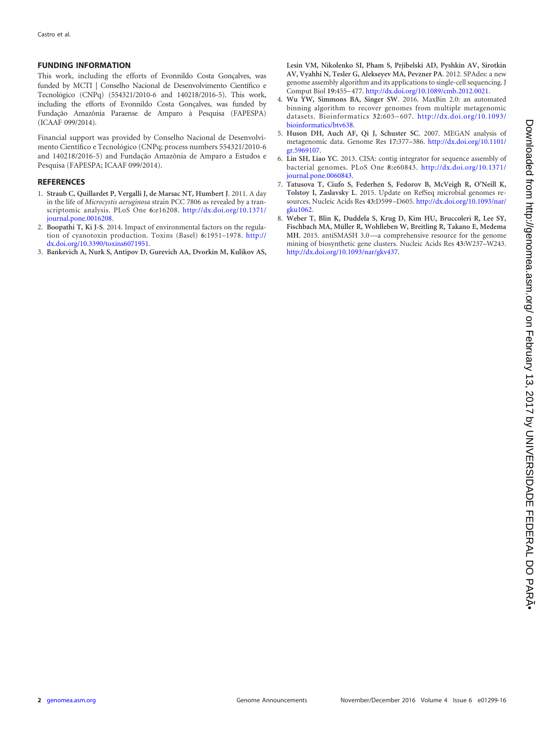## FUNDING INFORMATION

This work, including the efforts of Evonnildo Costa Gonçalves, was funded by MCTI | Conselho Nacional de Desenvolvimento Científico e Tecnológico (CNPq) (554321/2010-6 and 140218/2016-5). This work, including the efforts of Evonnildo Costa Gonçalves, was funded by Fundação Amazônia Paraense de Amparo à Pesquisa (FAPESPA) (ICAAF 099/2014).

Financial support was provided by Conselho Nacional de Desenvolvimento Científico e Tecnológico (CNPq; process numbers 554321/2010-6 and 140218/2016-5) and Fundação Amazônia de Amparo a Estudos e Pesquisa (FAPESPA; ICAAF 099/2014).

## REFERENCES

1. **Straub C, Quillardet P, Vergalli J, de Marsac NT, Humbert J.** 2011. A day in the life of *Microcystis aeruginosa* strain PCC 7806 as revealed by a transcriptomic analysis. PLoS One **6:**e16208. http://dx.doi.org/10.1371/journal.pone.0016208.
2. **Boopathi T, Ki J-S.** 2014. Impact of environmental factors on the regulation of cyanotoxin production. Toxins (Basel) **6:**1951–1978. http://dx.doi.org/10.3390/toxins6071951.
3. **Bankevich A, Nurk S, Antipov D, Gurevich AA, Dvorkin M, Kulikov AS, Lesin VM, Nikolenko SI, Pham S, Prjibelski AD, Pyshkin AV, Sirotkin AV, Vyahhi N, Tesler G, Alekseyev MA, Pevzner PA.** 2012. SPAdes: a new genome assembly algorithm and its applications to single-cell sequencing. J Comput Biol **19:**455–477. http://dx.doi.org/10.1089/cmb.2012.0021.
4. **Wu YW, Simmons BA, Singer SW.** 2016. MaxBin 2.0: an automated binning algorithm to recover genomes from multiple metagenomic datasets. Bioinformatics **32:**605–607. http://dx.doi.org/10.1093/bioinformatics/btv638.
5. **Huson DH, Auch AF, Qi J, Schuster SC.** 2007. MEGAN analysis of metagenomic data. Genome Res **17:**377–386. http://dx.doi.org/10.1101/gr.5969107.
6. **Lin SH, Liao YC.** 2013. CISA: contig integrator for sequence assembly of bacterial genomes. PLoS One **8:**e60843. http://dx.doi.org/10.1371/journal.pone.0060843.
7. **Tatusova T, Ciufo S, Federhen S, Fedorov B, McVeigh R, O'Neill K, Tolstoy I, Zaslavsky L.** 2015. Update on RefSeq microbial genomes resources. Nucleic Acids Res **43:**D599–D605. http://dx.doi.org/10.1093/nar/gku1062.
8. **Weber T, Blin K, Duddela S, Krug D, Kim HU, Bruccoleri R, Lee SY, Fischbach MA, Müller R, Wohlleben W, Breitling R, Takano E, Medema MH.** 2015. antiSMASH 3.0—a comprehensive resource for the genome mining of biosynthetic gene clusters. Nucleic Acids Res **43:**W237–W243. http://dx.doi.org/10.1093/nar/gkv437.